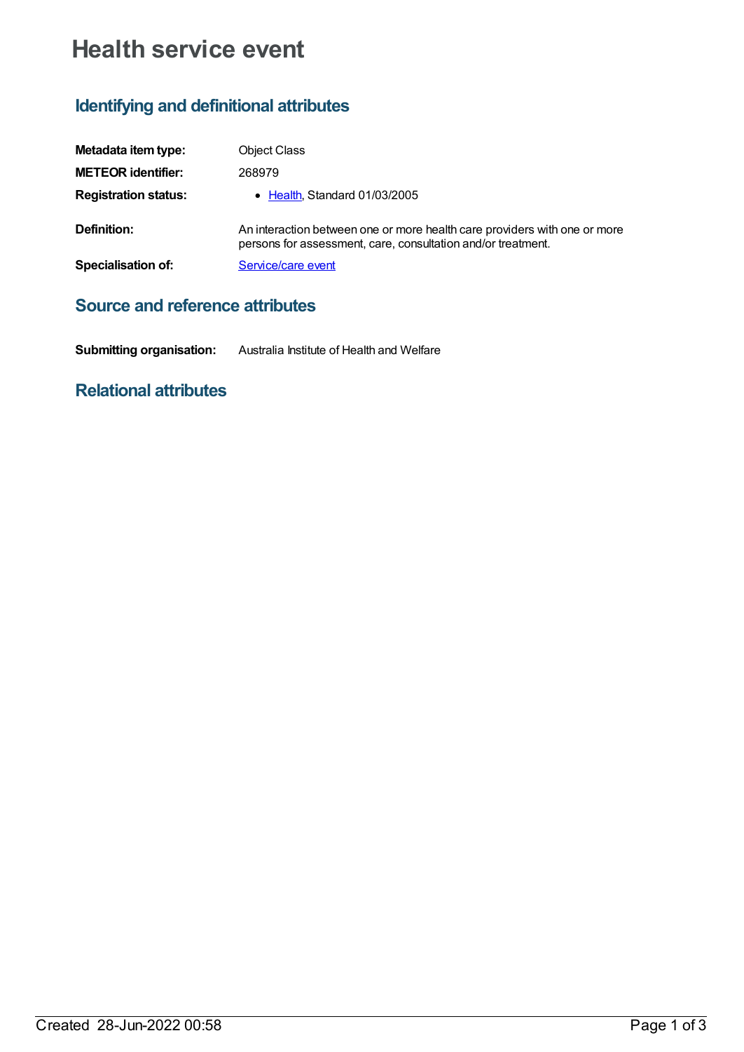# Health service event

## Identifying and definitional attributes

**Metadata item type:** Object Class

**METEOR identifier:** 268979

**Registration status:**

- Health, Standard 01/03/2005

**Definition:** An interaction between one or more health care providers with one or more persons for assessment, care, consultation and/or treatment.

**Specialisation of:** Service/care event

## Source and reference attributes

**Submitting organisation:** Australia Institute of Health and Welfare

## Relational attributes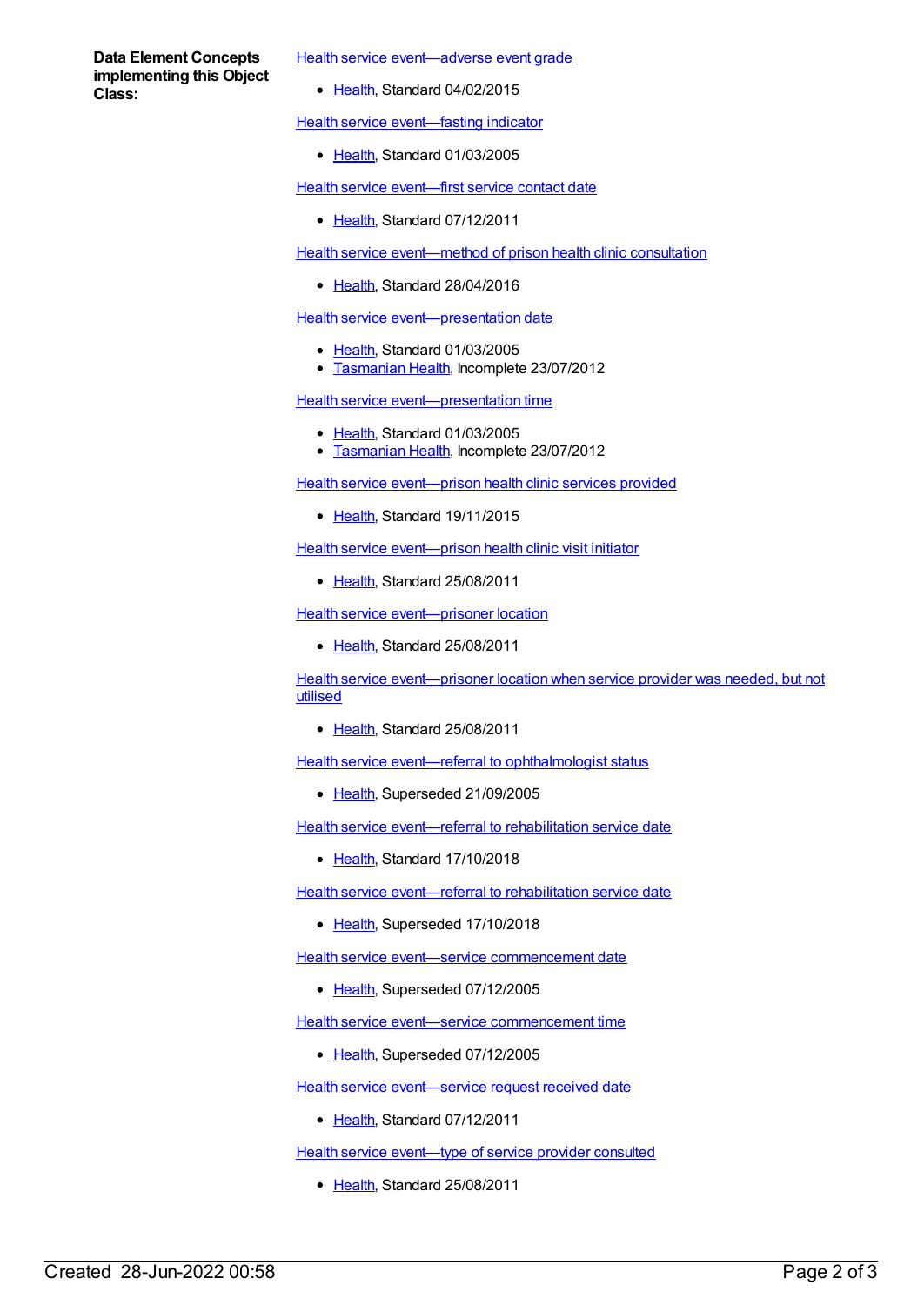**Data Element Concepts implementing this Object Class:**

Health service event—adverse event grade

- Health, Standard 04/02/2015

Health service event—fasting indicator

- Health, Standard 01/03/2005

Health service event—first service contact date

- Health, Standard 07/12/2011

Health service event—method of prison health clinic consultation

- Health, Standard 28/04/2016

Health service event—presentation date

- Health, Standard 01/03/2005
- Tasmanian Health, Incomplete 23/07/2012

Health service event—presentation time

- Health, Standard 01/03/2005
- Tasmanian Health, Incomplete 23/07/2012

Health service event—prison health clinic services provided

- Health, Standard 19/11/2015

Health service event—prison health clinic visit initiator

- Health, Standard 25/08/2011

Health service event—prisoner location

- Health, Standard 25/08/2011

Health service event—prisoner location when service provider was needed, but not utilised

- Health, Standard 25/08/2011

Health service event—referral to ophthalmologist status

- Health, Superseded 21/09/2005

Health service event—referral to rehabilitation service date

- Health, Standard 17/10/2018

Health service event—referral to rehabilitation service date

- Health, Superseded 17/10/2018

Health service event—service commencement date

- Health, Superseded 07/12/2005

Health service event—service commencement time

- Health, Superseded 07/12/2005

Health service event—service request received date

- Health, Standard 07/12/2011

Health service event—type of service provider consulted

- Health, Standard 25/08/2011